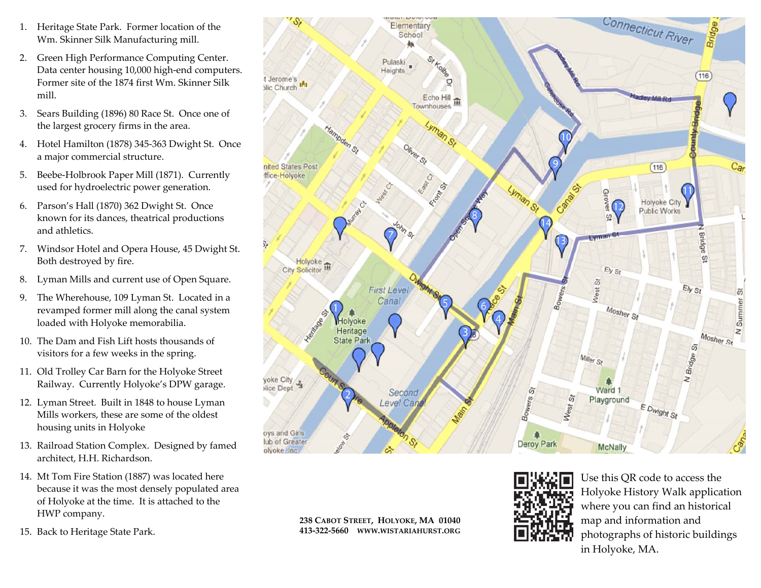1. Heritage State Park. Former location of the Wm. Skinner Silk Manufacturing mill.
2. Green High Performance Computing Center. Data center housing 10,000 high-end computers. Former site of the 1874 first Wm. Skinner Silk mill.
3. Sears Building (1896) 80 Race St. Once one of the largest grocery firms in the area.
4. Hotel Hamilton (1878) 345-363 Dwight St. Once a major commercial structure.
5. Beebe-Holbrook Paper Mill (1871). Currently used for hydroelectric power generation.
6. Parson's Hall (1870) 362 Dwight St. Once known for its dances, theatrical productions and athletics.
7. Windsor Hotel and Opera House, 45 Dwight St. Both destroyed by fire.
8. Lyman Mills and current use of Open Square.
9. The Wherehouse, 109 Lyman St. Located in a revamped former mill along the canal system loaded with Holyoke memorabilia.
10. The Dam and Fish Lift hosts thousands of visitors for a few weeks in the spring.
11. Old Trolley Car Barn for the Holyoke Street Railway. Currently Holyoke's DPW garage.
12. Lyman Street. Built in 1848 to house Lyman Mills workers, these are some of the oldest housing units in Holyoke
13. Railroad Station Complex. Designed by famed architect, H.H. Richardson.
14. Mt Tom Fire Station (1887) was located here because it was the most densely populated area of Holyoke at the time. It is attached to the HWP company.
15. Back to Heritage State Park.

**238 Cabot Street, Holyoke, MA 01040**
**413-322-5660 www.wistariahurst.org**

Use this QR code to access the Holyoke History Walk application where you can find an historical map and information and photographs of historic buildings in Holyoke, MA.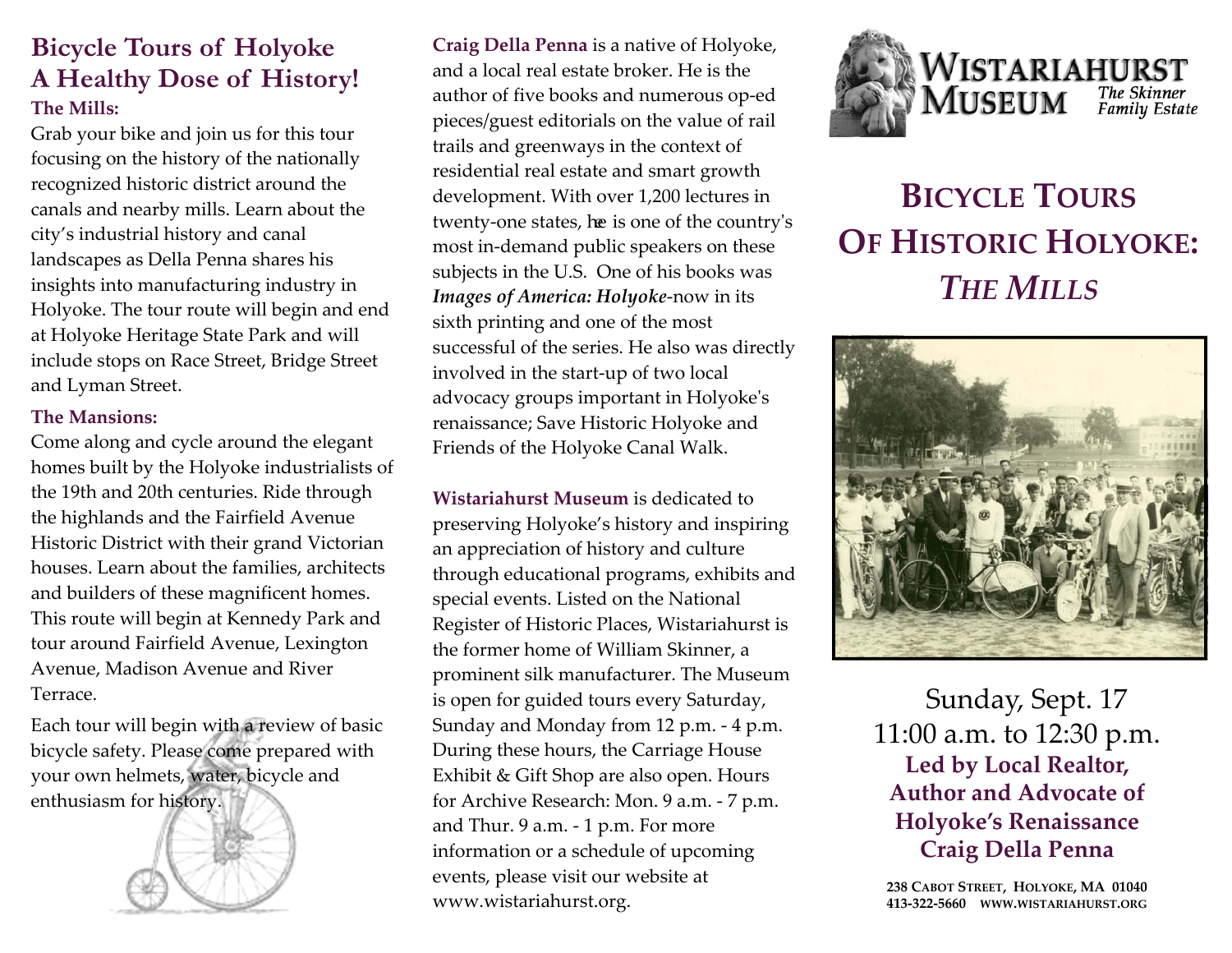## Bicycle Tours of Holyoke
## A Healthy Dose of History!

### The Mills:

Grab your bike and join us for this tour focusing on the history of the nationally recognized historic district around the canals and nearby mills. Learn about the city's industrial history and canal landscapes as Della Penna shares his insights into manufacturing industry in Holyoke. The tour route will begin and end at Holyoke Heritage State Park and will include stops on Race Street, Bridge Street and Lyman Street.

### The Mansions:

Come along and cycle around the elegant homes built by the Holyoke industrialists of the 19th and 20th centuries. Ride through the highlands and the Fairfield Avenue Historic District with their grand Victorian houses. Learn about the families, architects and builders of these magnificent homes. This route will begin at Kennedy Park and tour around Fairfield Avenue, Lexington Avenue, Madison Avenue and River Terrace.

Each tour will begin with a review of basic bicycle safety. Please come prepared with your own helmets, water, bicycle and enthusiasm for history.

**Craig Della Penna** is a native of Holyoke, and a local real estate broker. He is the author of five books and numerous op-ed pieces/guest editorials on the value of rail trails and greenways in the context of residential real estate and smart growth development. With over 1,200 lectures in twenty-one states, he is one of the country's most in-demand public speakers on these subjects in the U.S. One of his books was ***Images of America: Holyoke***-now in its sixth printing and one of the most successful of the series. He also was directly involved in the start-up of two local advocacy groups important in Holyoke's renaissance; Save Historic Holyoke and Friends of the Holyoke Canal Walk.

**Wistariahurst Museum** is dedicated to preserving Holyoke's history and inspiring an appreciation of history and culture through educational programs, exhibits and special events. Listed on the National Register of Historic Places, Wistariahurst is the former home of William Skinner, a prominent silk manufacturer. The Museum is open for guided tours every Saturday, Sunday and Monday from 12 p.m. - 4 p.m. During these hours, the Carriage House Exhibit & Gift Shop are also open. Hours for Archive Research: Mon. 9 a.m. - 7 p.m. and Thur. 9 a.m. - 1 p.m. For more information or a schedule of upcoming events, please visit our website at www.wistariahurst.org.

WISTARIAHURST MUSEUM *The Skinner Family Estate*

# BICYCLE TOURS OF HISTORIC HOLYOKE: *THE MILLS*

Sunday, Sept. 17
11:00 a.m. to 12:30 p.m.

**Led by Local Realtor, Author and Advocate of Holyoke's Renaissance Craig Della Penna**

**238 CABOT STREET, HOLYOKE, MA 01040**
**413-322-5660 WWW.WISTARIAHURST.ORG**